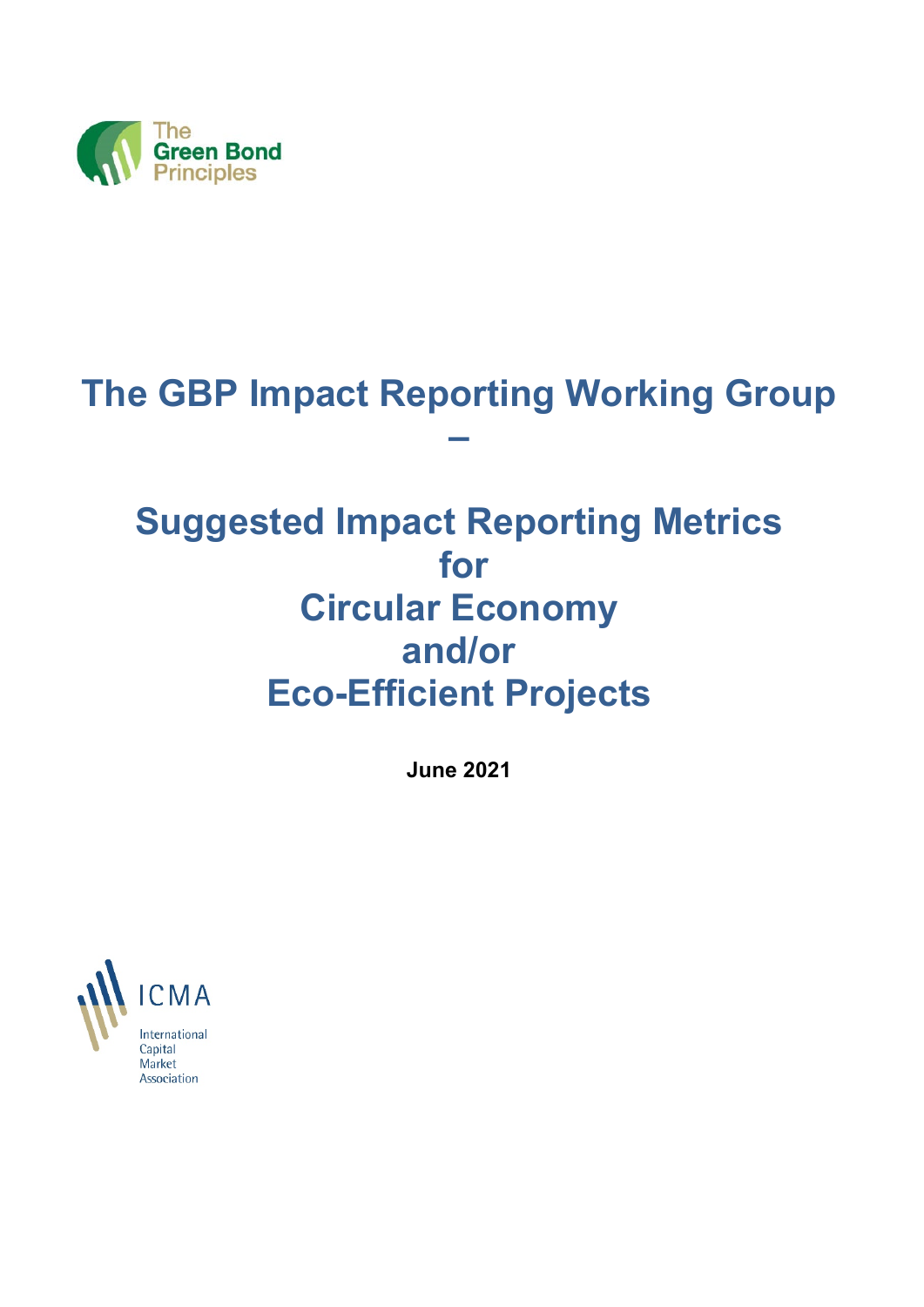The Green Bond Principles

# The GBP Impact Reporting Working Group –

# Suggested Impact Reporting Metrics for Circular Economy and/or Eco-Efficient Projects

**June 2021**

ICMA

International Capital Market Association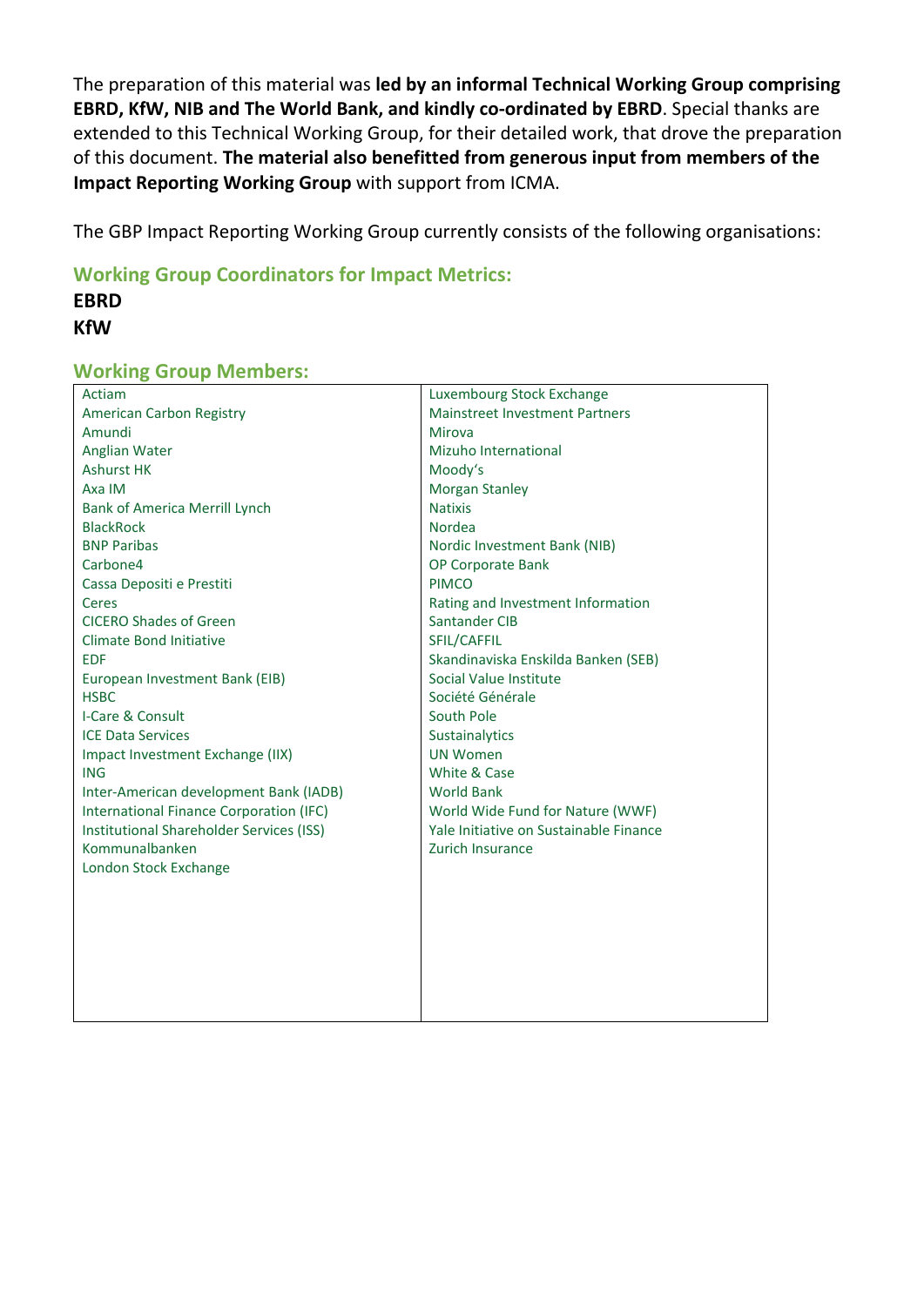The preparation of this material was **led by an informal Technical Working Group comprising EBRD, KfW, NIB and The World Bank, and kindly co-ordinated by EBRD**. Special thanks are extended to this Technical Working Group, for their detailed work, that drove the preparation of this document. **The material also benefitted from generous input from members of the Impact Reporting Working Group** with support from ICMA.

The GBP Impact Reporting Working Group currently consists of the following organisations:

## Working Group Coordinators for Impact Metrics:

**EBRD**
**KfW**

## Working Group Members:

| | |
|---|---|
| Actiam | Luxembourg Stock Exchange |
| American Carbon Registry | Mainstreet Investment Partners |
| Amundi | Mirova |
| Anglian Water | Mizuho International |
| Ashurst HK | Moody's |
| Axa IM | Morgan Stanley |
| Bank of America Merrill Lynch | Natixis |
| BlackRock | Nordea |
| BNP Paribas | Nordic Investment Bank (NIB) |
| Carbone4 | OP Corporate Bank |
| Cassa Depositi e Prestiti | PIMCO |
| Ceres | Rating and Investment Information |
| CICERO Shades of Green | Santander CIB |
| Climate Bond Initiative | SFIL/CAFFIL |
| EDF | Skandinaviska Enskilda Banken (SEB) |
| European Investment Bank (EIB) | Social Value Institute |
| HSBC | Société Générale |
| I-Care & Consult | South Pole |
| ICE Data Services | Sustainalytics |
| Impact Investment Exchange (IIX) | UN Women |
| ING | White & Case |
| Inter-American development Bank (IADB) | World Bank |
| International Finance Corporation (IFC) | World Wide Fund for Nature (WWF) |
| Institutional Shareholder Services (ISS) | Yale Initiative on Sustainable Finance |
| Kommunalbanken | Zurich Insurance |
| London Stock Exchange | |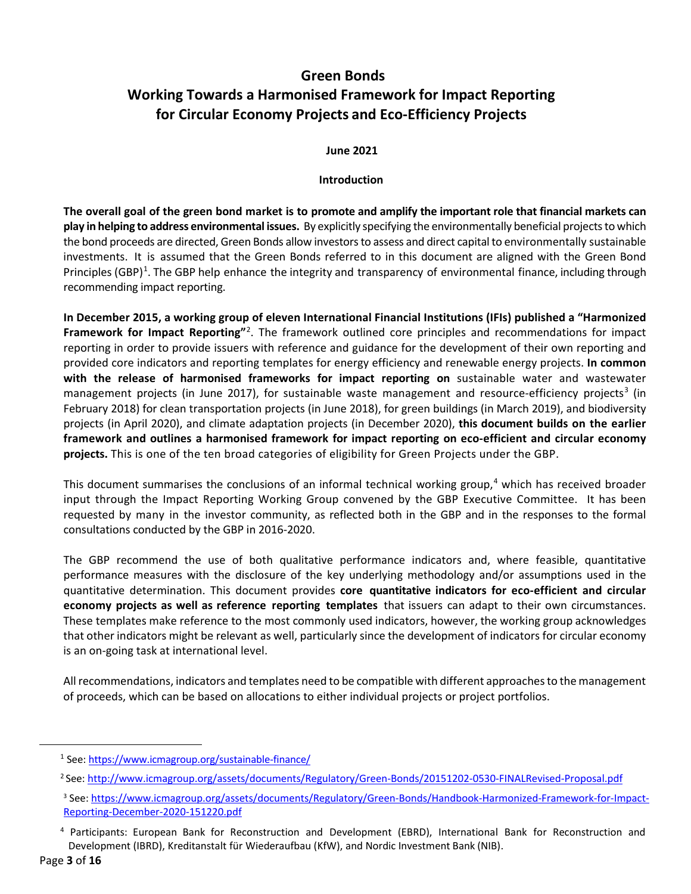# Green Bonds
# Working Towards a Harmonised Framework for Impact Reporting for Circular Economy Projects and Eco-Efficiency Projects

**June 2021**

## Introduction

**The overall goal of the green bond market is to promote and amplify the important role that financial markets can play in helping to address environmental issues.** By explicitly specifying the environmentally beneficial projects to which the bond proceeds are directed, Green Bonds allow investors to assess and direct capital to environmentally sustainable investments. It is assumed that the Green Bonds referred to in this document are aligned with the Green Bond Principles (GBP)[1]. The GBP help enhance the integrity and transparency of environmental finance, including through recommending impact reporting.

**In December 2015, a working group of eleven International Financial Institutions (IFIs) published a "Harmonized Framework for Impact Reporting"**[2]. The framework outlined core principles and recommendations for impact reporting in order to provide issuers with reference and guidance for the development of their own reporting and provided core indicators and reporting templates for energy efficiency and renewable energy projects. **In common with the release of harmonised frameworks for impact reporting on** sustainable water and wastewater management projects (in June 2017), for sustainable waste management and resource-efficiency projects[3] (in February 2018) for clean transportation projects (in June 2018), for green buildings (in March 2019), and biodiversity projects (in April 2020), and climate adaptation projects (in December 2020), **this document builds on the earlier framework and outlines a harmonised framework for impact reporting on eco-efficient and circular economy projects.** This is one of the ten broad categories of eligibility for Green Projects under the GBP.

This document summarises the conclusions of an informal technical working group,[4] which has received broader input through the Impact Reporting Working Group convened by the GBP Executive Committee. It has been requested by many in the investor community, as reflected both in the GBP and in the responses to the formal consultations conducted by the GBP in 2016-2020.

The GBP recommend the use of both qualitative performance indicators and, where feasible, quantitative performance measures with the disclosure of the key underlying methodology and/or assumptions used in the quantitative determination. This document provides **core quantitative indicators for eco-efficient and circular economy projects as well as reference reporting templates** that issuers can adapt to their own circumstances. These templates make reference to the most commonly used indicators, however, the working group acknowledges that other indicators might be relevant as well, particularly since the development of indicators for circular economy is an on-going task at international level.

All recommendations, indicators and templates need to be compatible with different approaches to the management of proceeds, which can be based on allocations to either individual projects or project portfolios.

---

[1] See: https://www.icmagroup.org/sustainable-finance/

[2] See: http://www.icmagroup.org/assets/documents/Regulatory/Green-Bonds/20151202-0530-FINALRevised-Proposal.pdf

[3] See: https://www.icmagroup.org/assets/documents/Regulatory/Green-Bonds/Handbook-Harmonized-Framework-for-Impact-Reporting-December-2020-151220.pdf

[4] Participants: European Bank for Reconstruction and Development (EBRD), International Bank for Reconstruction and Development (IBRD), Kreditanstalt für Wiederaufbau (KfW), and Nordic Investment Bank (NIB).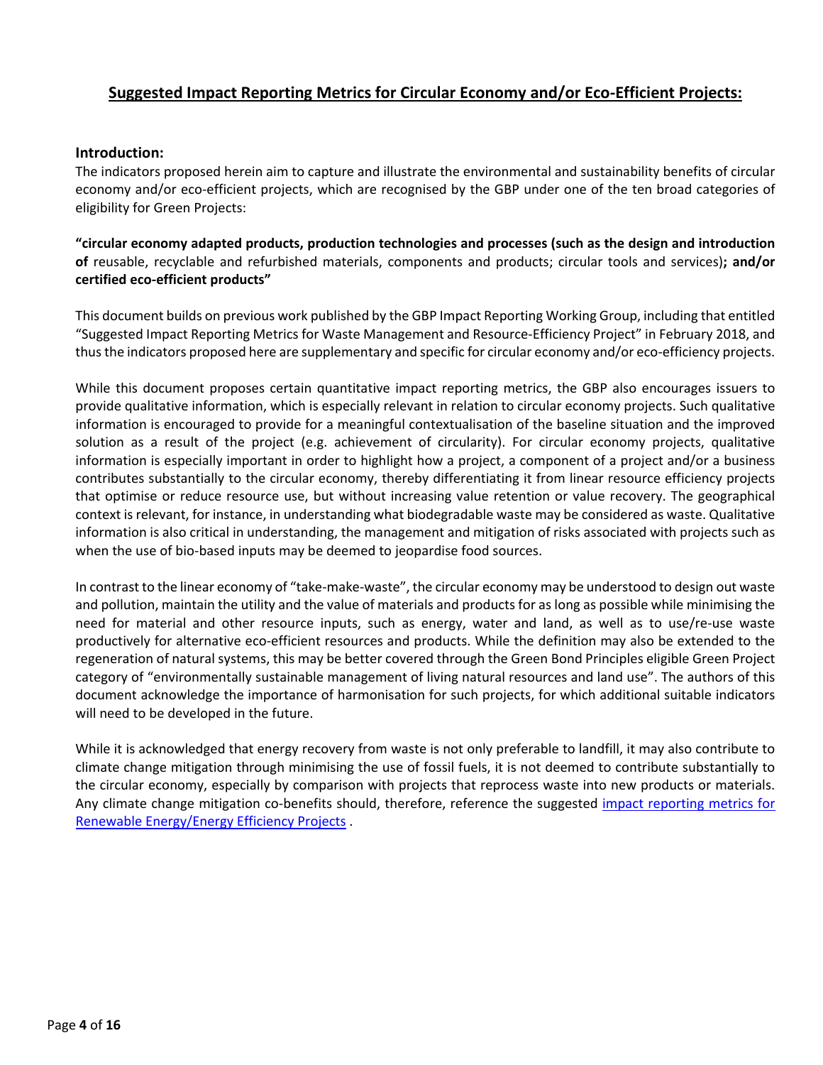## **Suggested Impact Reporting Metrics for Circular Economy and/or Eco-Efficient Projects:**

### Introduction:

The indicators proposed herein aim to capture and illustrate the environmental and sustainability benefits of circular economy and/or eco-efficient projects, which are recognised by the GBP under one of the ten broad categories of eligibility for Green Projects:

**"circular economy adapted products, production technologies and processes (such as the design and introduction of** reusable, recyclable and refurbished materials, components and products; circular tools and services)**; and/or certified eco-efficient products"**

This document builds on previous work published by the GBP Impact Reporting Working Group, including that entitled "Suggested Impact Reporting Metrics for Waste Management and Resource-Efficiency Project" in February 2018, and thus the indicators proposed here are supplementary and specific for circular economy and/or eco-efficiency projects.

While this document proposes certain quantitative impact reporting metrics, the GBP also encourages issuers to provide qualitative information, which is especially relevant in relation to circular economy projects. Such qualitative information is encouraged to provide for a meaningful contextualisation of the baseline situation and the improved solution as a result of the project (e.g. achievement of circularity). For circular economy projects, qualitative information is especially important in order to highlight how a project, a component of a project and/or a business contributes substantially to the circular economy, thereby differentiating it from linear resource efficiency projects that optimise or reduce resource use, but without increasing value retention or value recovery. The geographical context is relevant, for instance, in understanding what biodegradable waste may be considered as waste. Qualitative information is also critical in understanding, the management and mitigation of risks associated with projects such as when the use of bio-based inputs may be deemed to jeopardise food sources.

In contrast to the linear economy of "take-make-waste", the circular economy may be understood to design out waste and pollution, maintain the utility and the value of materials and products for as long as possible while minimising the need for material and other resource inputs, such as energy, water and land, as well as to use/re-use waste productively for alternative eco-efficient resources and products. While the definition may also be extended to the regeneration of natural systems, this may be better covered through the Green Bond Principles eligible Green Project category of "environmentally sustainable management of living natural resources and land use". The authors of this document acknowledge the importance of harmonisation for such projects, for which additional suitable indicators will need to be developed in the future.

While it is acknowledged that energy recovery from waste is not only preferable to landfill, it may also contribute to climate change mitigation through minimising the use of fossil fuels, it is not deemed to contribute substantially to the circular economy, especially by comparison with projects that reprocess waste into new products or materials. Any climate change mitigation co-benefits should, therefore, reference the suggested impact reporting metrics for Renewable Energy/Energy Efficiency Projects .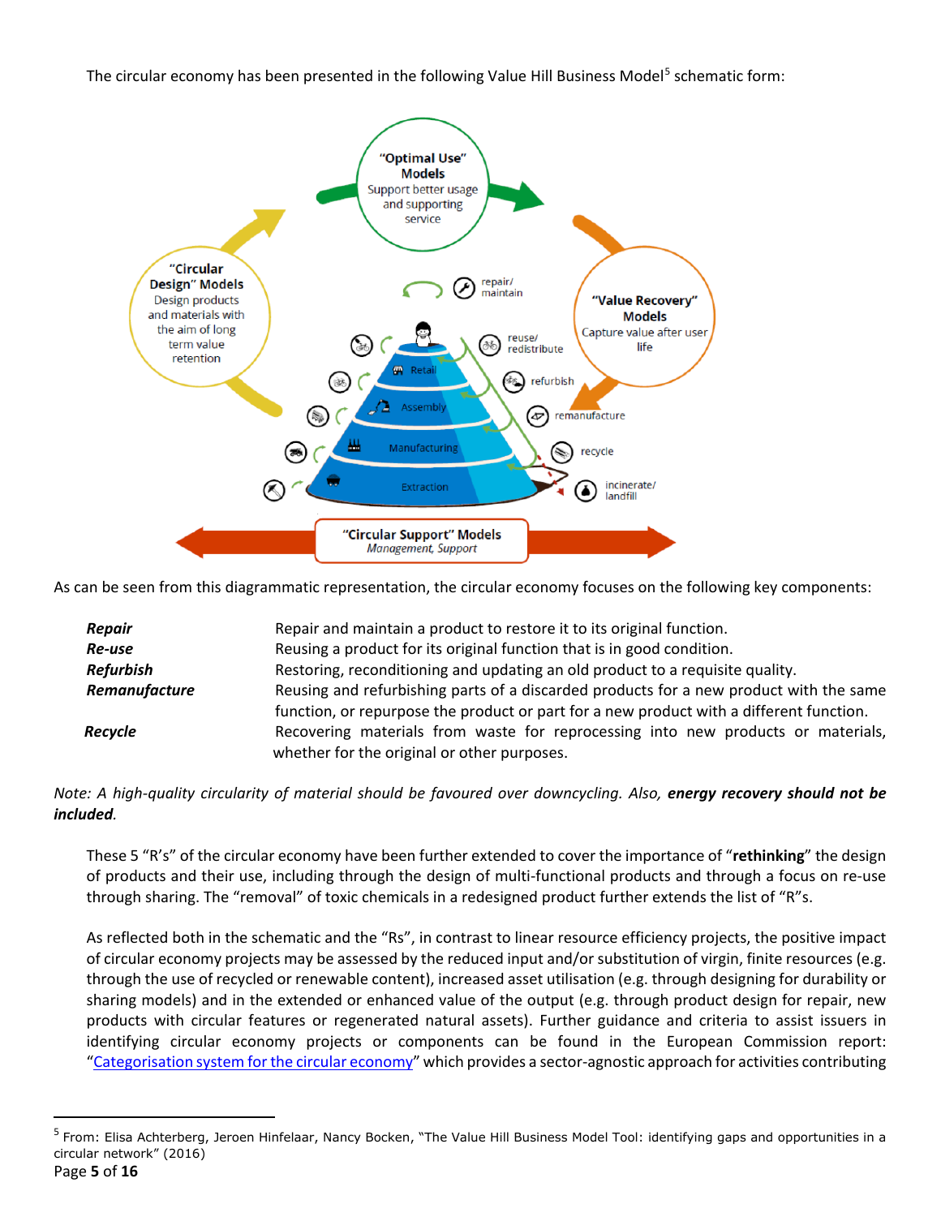The circular economy has been presented in the following Value Hill Business Model[5] schematic form:

As can be seen from this diagrammatic representation, the circular economy focuses on the following key components:

| | |
|---|---|
| ***Repair*** | Repair and maintain a product to restore it to its original function. |
| ***Re-use*** | Reusing a product for its original function that is in good condition. |
| ***Refurbish*** | Restoring, reconditioning and updating an old product to a requisite quality. |
| ***Remanufacture*** | Reusing and refurbishing parts of a discarded products for a new product with the same function, or repurpose the product or part for a new product with a different function. |
| ***Recycle*** | Recovering materials from waste for reprocessing into new products or materials, whether for the original or other purposes. |

*Note: A high-quality circularity of material should be favoured over downcycling. Also,* ***energy recovery should not be included****.*

These 5 "R's" of the circular economy have been further extended to cover the importance of "**rethinking**" the design of products and their use, including through the design of multi-functional products and through a focus on re-use through sharing. The "removal" of toxic chemicals in a redesigned product further extends the list of "R"s.

As reflected both in the schematic and the "Rs", in contrast to linear resource efficiency projects, the positive impact of circular economy projects may be assessed by the reduced input and/or substitution of virgin, finite resources (e.g. through the use of recycled or renewable content), increased asset utilisation (e.g. through designing for durability or sharing models) and in the extended or enhanced value of the output (e.g. through product design for repair, new products with circular features or regenerated natural assets). Further guidance and criteria to assist issuers in identifying circular economy projects or components can be found in the European Commission report: "Categorisation system for the circular economy" which provides a sector-agnostic approach for activities contributing

[5] From: Elisa Achterberg, Jeroen Hinfelaar, Nancy Bocken, "The Value Hill Business Model Tool: identifying gaps and opportunities in a circular network" (2016)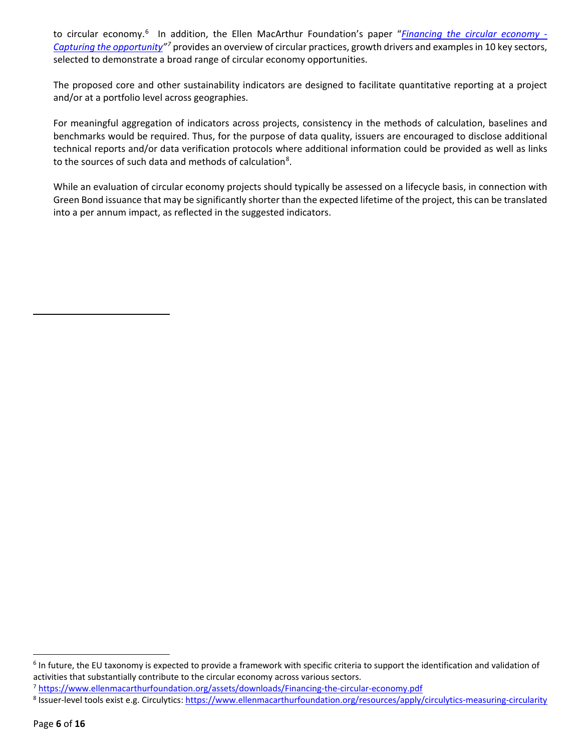to circular economy.[6] In addition, the Ellen MacArthur Foundation's paper "*Financing the circular economy - Capturing the opportunity*"[7] provides an overview of circular practices, growth drivers and examples in 10 key sectors, selected to demonstrate a broad range of circular economy opportunities.

The proposed core and other sustainability indicators are designed to facilitate quantitative reporting at a project and/or at a portfolio level across geographies.

For meaningful aggregation of indicators across projects, consistency in the methods of calculation, baselines and benchmarks would be required. Thus, for the purpose of data quality, issuers are encouraged to disclose additional technical reports and/or data verification protocols where additional information could be provided as well as links to the sources of such data and methods of calculation[8].

While an evaluation of circular economy projects should typically be assessed on a lifecycle basis, in connection with Green Bond issuance that may be significantly shorter than the expected lifetime of the project, this can be translated into a per annum impact, as reflected in the suggested indicators.

---

[6] In future, the EU taxonomy is expected to provide a framework with specific criteria to support the identification and validation of activities that substantially contribute to the circular economy across various sectors.

[7] https://www.ellenmacarthurfoundation.org/assets/downloads/Financing-the-circular-economy.pdf

[8] Issuer-level tools exist e.g. Circulytics: https://www.ellenmacarthurfoundation.org/resources/apply/circulytics-measuring-circularity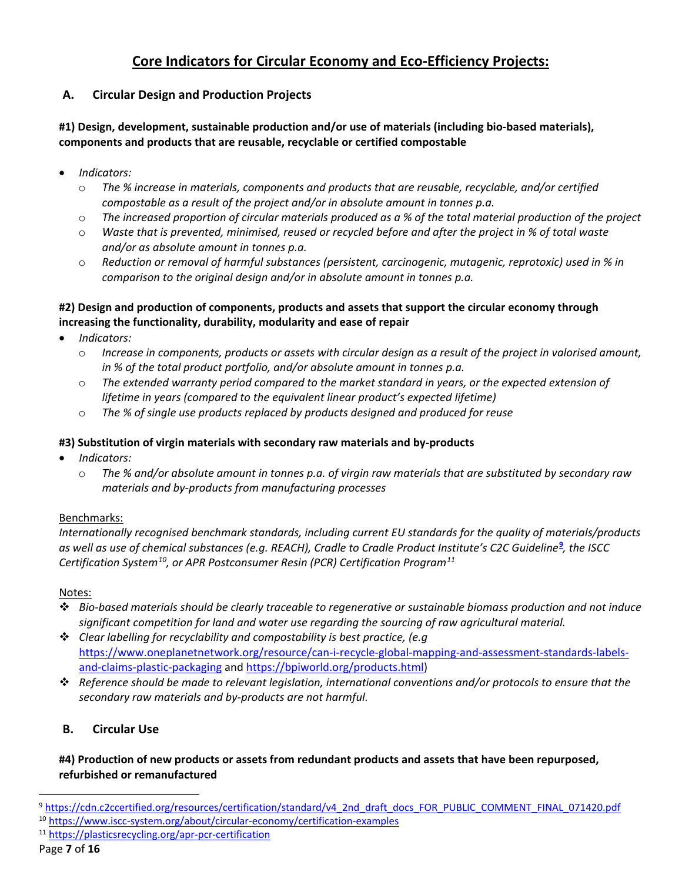## Core Indicators for Circular Economy and Eco-Efficiency Projects:

### A. Circular Design and Production Projects

**#1) Design, development, sustainable production and/or use of materials (including bio-based materials), components and products that are reusable, recyclable or certified compostable**

- *Indicators:*
  - *The % increase in materials, components and products that are reusable, recyclable, and/or certified compostable as a result of the project and/or in absolute amount in tonnes p.a.*
  - *The increased proportion of circular materials produced as a % of the total material production of the project*
  - *Waste that is prevented, minimised, reused or recycled before and after the project in % of total waste and/or as absolute amount in tonnes p.a.*
  - *Reduction or removal of harmful substances (persistent, carcinogenic, mutagenic, reprotoxic) used in % in comparison to the original design and/or in absolute amount in tonnes p.a.*

**#2) Design and production of components, products and assets that support the circular economy through increasing the functionality, durability, modularity and ease of repair**

- *Indicators:*
  - *Increase in components, products or assets with circular design as a result of the project in valorised amount, in % of the total product portfolio, and/or absolute amount in tonnes p.a.*
  - *The extended warranty period compared to the market standard in years, or the expected extension of lifetime in years (compared to the equivalent linear product's expected lifetime)*
  - *The % of single use products replaced by products designed and produced for reuse*

**#3) Substitution of virgin materials with secondary raw materials and by-products**

- *Indicators:*
  - *The % and/or absolute amount in tonnes p.a. of virgin raw materials that are substituted by secondary raw materials and by-products from manufacturing processes*

Benchmarks:

*Internationally recognised benchmark standards, including current EU standards for the quality of materials/products as well as use of chemical substances (e.g. REACH), Cradle to Cradle Product Institute's C2C Guideline[9], the ISCC Certification System[10], or APR Postconsumer Resin (PCR) Certification Program[11]*

Notes:

- *Bio-based materials should be clearly traceable to regenerative or sustainable biomass production and not induce significant competition for land and water use regarding the sourcing of raw agricultural material.*
- *Clear labelling for recyclability and compostability is best practice, (e.g* https://www.oneplanetnetwork.org/resource/can-i-recycle-global-mapping-and-assessment-standards-labels-and-claims-plastic-packaging and https://bpiworld.org/products.html)
- *Reference should be made to relevant legislation, international conventions and/or protocols to ensure that the secondary raw materials and by-products are not harmful.*

### B. Circular Use

**#4) Production of new products or assets from redundant products and assets that have been repurposed, refurbished or remanufactured**

---

[9] https://cdn.c2ccertified.org/resources/certification/standard/v4_2nd_draft_docs_FOR_PUBLIC_COMMENT_FINAL_071420.pdf

[10] https://www.iscc-system.org/about/circular-economy/certification-examples

[11] https://plasticsrecycling.org/apr-pcr-certification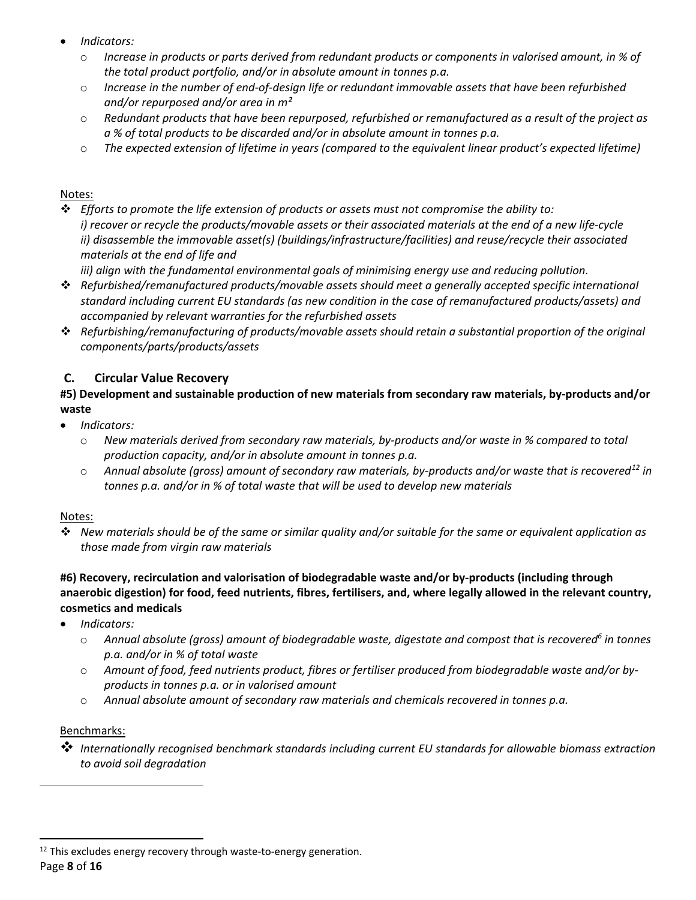- *Indicators:*
  - *Increase in products or parts derived from redundant products or components in valorised amount, in % of the total product portfolio, and/or in absolute amount in tonnes p.a.*
  - *Increase in the number of end-of-design life or redundant immovable assets that have been refurbished and/or repurposed and/or area in m²*
  - *Redundant products that have been repurposed, refurbished or remanufactured as a result of the project as a % of total products to be discarded and/or in absolute amount in tonnes p.a.*
  - *The expected extension of lifetime in years (compared to the equivalent linear product's expected lifetime)*

Notes:

- ❖ *Efforts to promote the life extension of products or assets must not compromise the ability to:*
  *i) recover or recycle the products/movable assets or their associated materials at the end of a new life-cycle*
  *ii) disassemble the immovable asset(s) (buildings/infrastructure/facilities) and reuse/recycle their associated materials at the end of life and*
  *iii) align with the fundamental environmental goals of minimising energy use and reducing pollution.*
- ❖ *Refurbished/remanufactured products/movable assets should meet a generally accepted specific international standard including current EU standards (as new condition in the case of remanufactured products/assets) and accompanied by relevant warranties for the refurbished assets*
- ❖ *Refurbishing/remanufacturing of products/movable assets should retain a substantial proportion of the original components/parts/products/assets*

## C. Circular Value Recovery

**#5) Development and sustainable production of new materials from secondary raw materials, by-products and/or waste**

- *Indicators:*
  - *New materials derived from secondary raw materials, by-products and/or waste in % compared to total production capacity, and/or in absolute amount in tonnes p.a.*
  - *Annual absolute (gross) amount of secondary raw materials, by-products and/or waste that is recovered[12] in tonnes p.a. and/or in % of total waste that will be used to develop new materials*

Notes:

- ❖ *New materials should be of the same or similar quality and/or suitable for the same or equivalent application as those made from virgin raw materials*

**#6) Recovery, recirculation and valorisation of biodegradable waste and/or by-products (including through anaerobic digestion) for food, feed nutrients, fibres, fertilisers, and, where legally allowed in the relevant country, cosmetics and medicals**

- *Indicators:*
  - *Annual absolute (gross) amount of biodegradable waste, digestate and compost that is recovered[6] in tonnes p.a. and/or in % of total waste*
  - *Amount of food, feed nutrients product, fibres or fertiliser produced from biodegradable waste and/or by-products in tonnes p.a. or in valorised amount*
  - *Annual absolute amount of secondary raw materials and chemicals recovered in tonnes p.a.*

Benchmarks:

- ❖ *Internationally recognised benchmark standards including current EU standards for allowable biomass extraction to avoid soil degradation*

---

[12] This excludes energy recovery through waste-to-energy generation.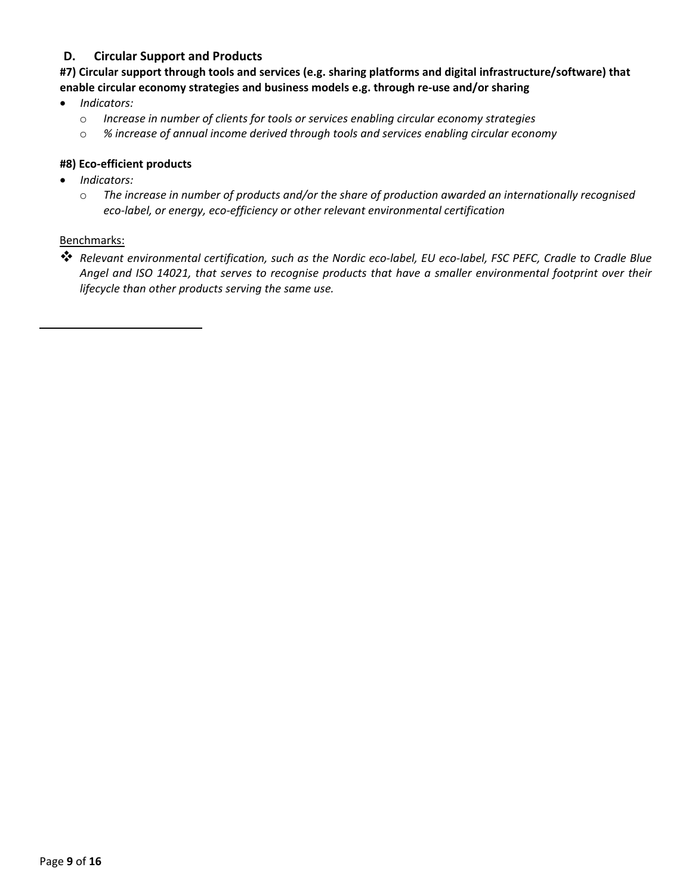## D. Circular Support and Products

**#7) Circular support through tools and services (e.g. sharing platforms and digital infrastructure/software) that enable circular economy strategies and business models e.g. through re-use and/or sharing**

- *Indicators:*
  - *Increase in number of clients for tools or services enabling circular economy strategies*
  - *% increase of annual income derived through tools and services enabling circular economy*

**#8) Eco-efficient products**

- *Indicators:*
  - *The increase in number of products and/or the share of production awarded an internationally recognised eco-label, or energy, eco-efficiency or other relevant environmental certification*

Benchmarks:

- *Relevant environmental certification, such as the Nordic eco-label, EU eco-label, FSC PEFC, Cradle to Cradle Blue Angel and ISO 14021, that serves to recognise products that have a smaller environmental footprint over their lifecycle than other products serving the same use.*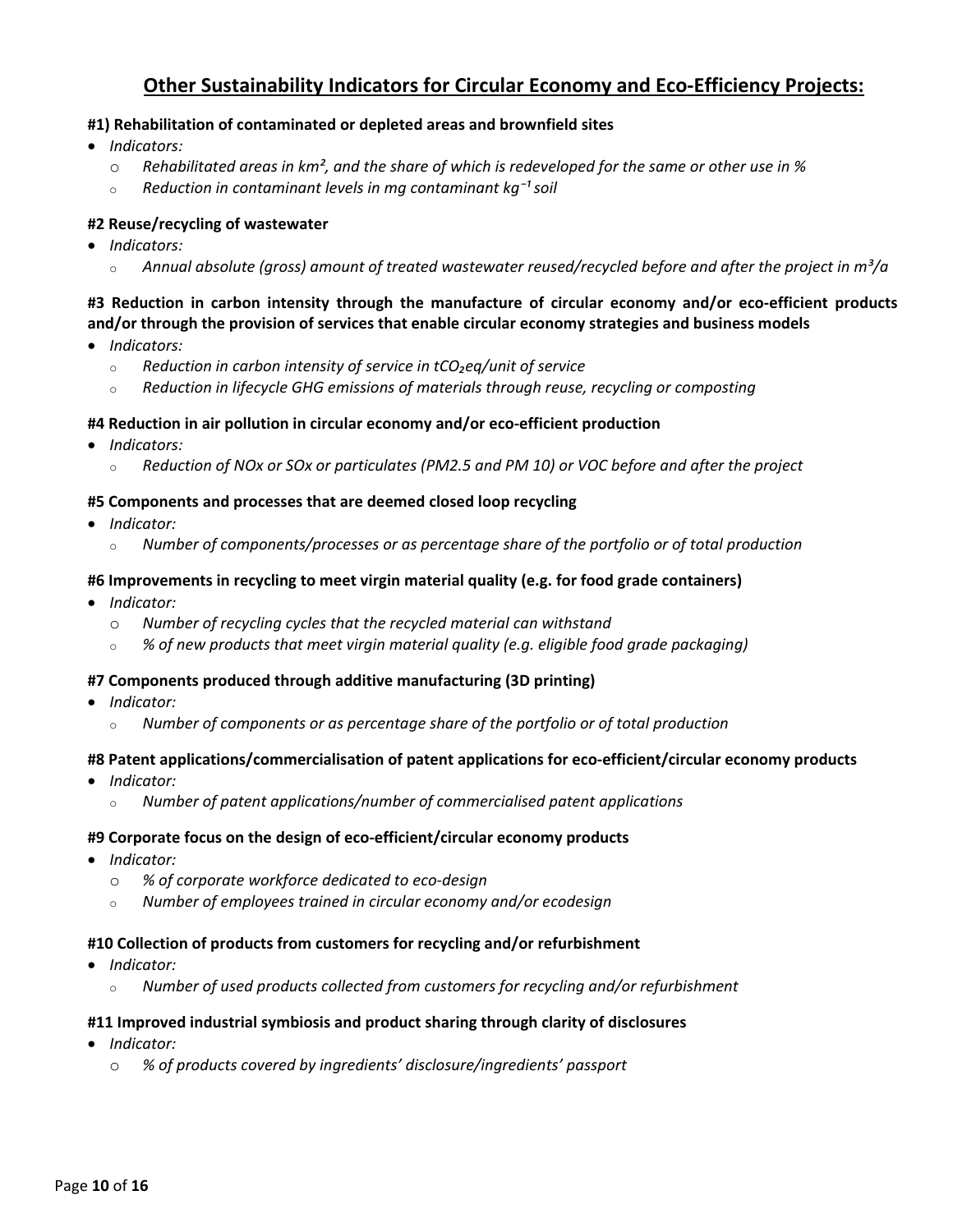## Other Sustainability Indicators for Circular Economy and Eco-Efficiency Projects:

**#1) Rehabilitation of contaminated or depleted areas and brownfield sites**

- *Indicators:*
    - *Rehabilitated areas in $km^2$, and the share of which is redeveloped for the same or other use in %*
    - *Reduction in contaminant levels in mg contaminant $kg^{-1}$ soil*

**#2 Reuse/recycling of wastewater**

- *Indicators:*
    - *Annual absolute (gross) amount of treated wastewater reused/recycled before and after the project in $m^3/a$*

**#3 Reduction in carbon intensity through the manufacture of circular economy and/or eco-efficient products and/or through the provision of services that enable circular economy strategies and business models**

- *Indicators:*
    - *Reduction in carbon intensity of service in $tCO_2eq$/unit of service*
    - *Reduction in lifecycle GHG emissions of materials through reuse, recycling or composting*

**#4 Reduction in air pollution in circular economy and/or eco-efficient production**

- *Indicators:*
    - *Reduction of NOx or SOx or particulates (PM2.5 and PM 10) or VOC before and after the project*

**#5 Components and processes that are deemed closed loop recycling**

- *Indicator:*
    - *Number of components/processes or as percentage share of the portfolio or of total production*

**#6 Improvements in recycling to meet virgin material quality (e.g. for food grade containers)**

- *Indicator:*
    - *Number of recycling cycles that the recycled material can withstand*
    - *% of new products that meet virgin material quality (e.g. eligible food grade packaging)*

**#7 Components produced through additive manufacturing (3D printing)**

- *Indicator:*
    - *Number of components or as percentage share of the portfolio or of total production*

**#8 Patent applications/commercialisation of patent applications for eco-efficient/circular economy products**

- *Indicator:*
    - *Number of patent applications/number of commercialised patent applications*

**#9 Corporate focus on the design of eco-efficient/circular economy products**

- *Indicator:*
    - *% of corporate workforce dedicated to eco-design*
    - *Number of employees trained in circular economy and/or ecodesign*

**#10 Collection of products from customers for recycling and/or refurbishment**

- *Indicator:*
    - *Number of used products collected from customers for recycling and/or refurbishment*

**#11 Improved industrial symbiosis and product sharing through clarity of disclosures**

- *Indicator:*
    - *% of products covered by ingredients' disclosure/ingredients' passport*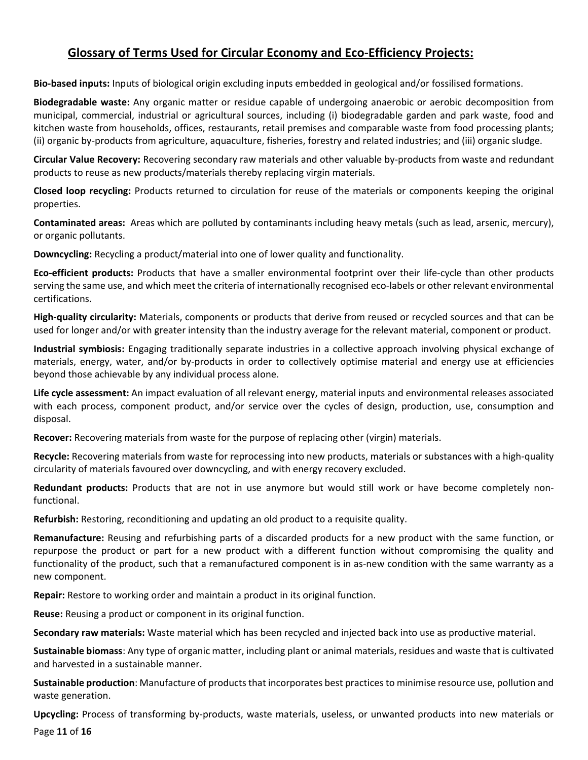## Glossary of Terms Used for Circular Economy and Eco-Efficiency Projects:

**Bio-based inputs:** Inputs of biological origin excluding inputs embedded in geological and/or fossilised formations.

**Biodegradable waste:** Any organic matter or residue capable of undergoing anaerobic or aerobic decomposition from municipal, commercial, industrial or agricultural sources, including (i) biodegradable garden and park waste, food and kitchen waste from households, offices, restaurants, retail premises and comparable waste from food processing plants; (ii) organic by-products from agriculture, aquaculture, fisheries, forestry and related industries; and (iii) organic sludge.

**Circular Value Recovery:** Recovering secondary raw materials and other valuable by-products from waste and redundant products to reuse as new products/materials thereby replacing virgin materials.

**Closed loop recycling:** Products returned to circulation for reuse of the materials or components keeping the original properties.

**Contaminated areas:** Areas which are polluted by contaminants including heavy metals (such as lead, arsenic, mercury), or organic pollutants.

**Downcycling:** Recycling a product/material into one of lower quality and functionality.

**Eco-efficient products:** Products that have a smaller environmental footprint over their life-cycle than other products serving the same use, and which meet the criteria of internationally recognised eco-labels or other relevant environmental certifications.

**High-quality circularity:** Materials, components or products that derive from reused or recycled sources and that can be used for longer and/or with greater intensity than the industry average for the relevant material, component or product.

**Industrial symbiosis:** Engaging traditionally separate industries in a collective approach involving physical exchange of materials, energy, water, and/or by-products in order to collectively optimise material and energy use at efficiencies beyond those achievable by any individual process alone.

**Life cycle assessment:** An impact evaluation of all relevant energy, material inputs and environmental releases associated with each process, component product, and/or service over the cycles of design, production, use, consumption and disposal.

**Recover:** Recovering materials from waste for the purpose of replacing other (virgin) materials.

**Recycle:** Recovering materials from waste for reprocessing into new products, materials or substances with a high-quality circularity of materials favoured over downcycling, and with energy recovery excluded.

**Redundant products:** Products that are not in use anymore but would still work or have become completely non-functional.

**Refurbish:** Restoring, reconditioning and updating an old product to a requisite quality.

**Remanufacture:** Reusing and refurbishing parts of a discarded products for a new product with the same function, or repurpose the product or part for a new product with a different function without compromising the quality and functionality of the product, such that a remanufactured component is in as-new condition with the same warranty as a new component.

**Repair:** Restore to working order and maintain a product in its original function.

**Reuse:** Reusing a product or component in its original function.

**Secondary raw materials:** Waste material which has been recycled and injected back into use as productive material.

**Sustainable biomass**: Any type of organic matter, including plant or animal materials, residues and waste that is cultivated and harvested in a sustainable manner.

**Sustainable production**: Manufacture of products that incorporates best practices to minimise resource use, pollution and waste generation.

**Upcycling:** Process of transforming by-products, waste materials, useless, or unwanted products into new materials or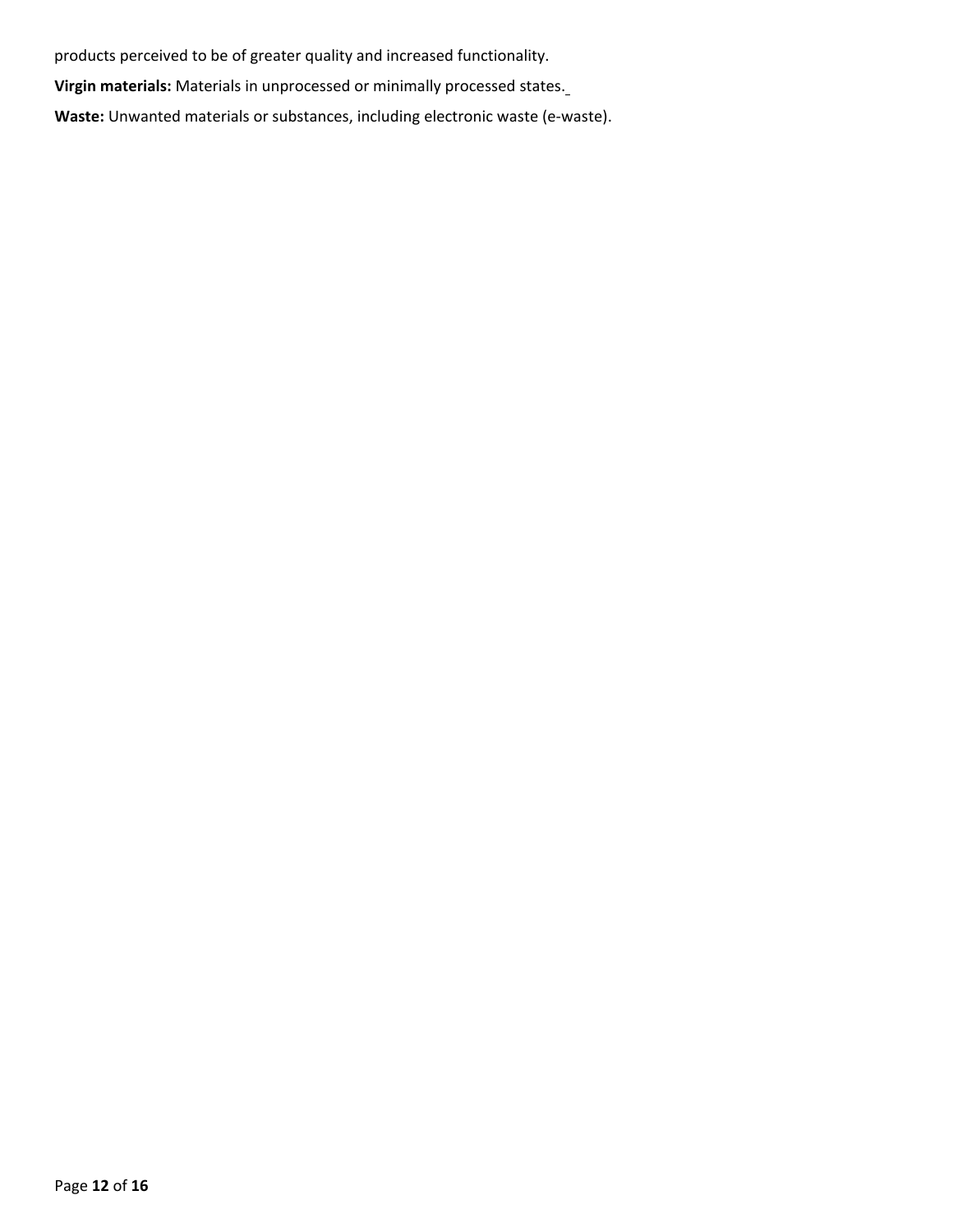products perceived to be of greater quality and increased functionality.

**Virgin materials:** Materials in unprocessed or minimally processed states.

**Waste:** Unwanted materials or substances, including electronic waste (e-waste).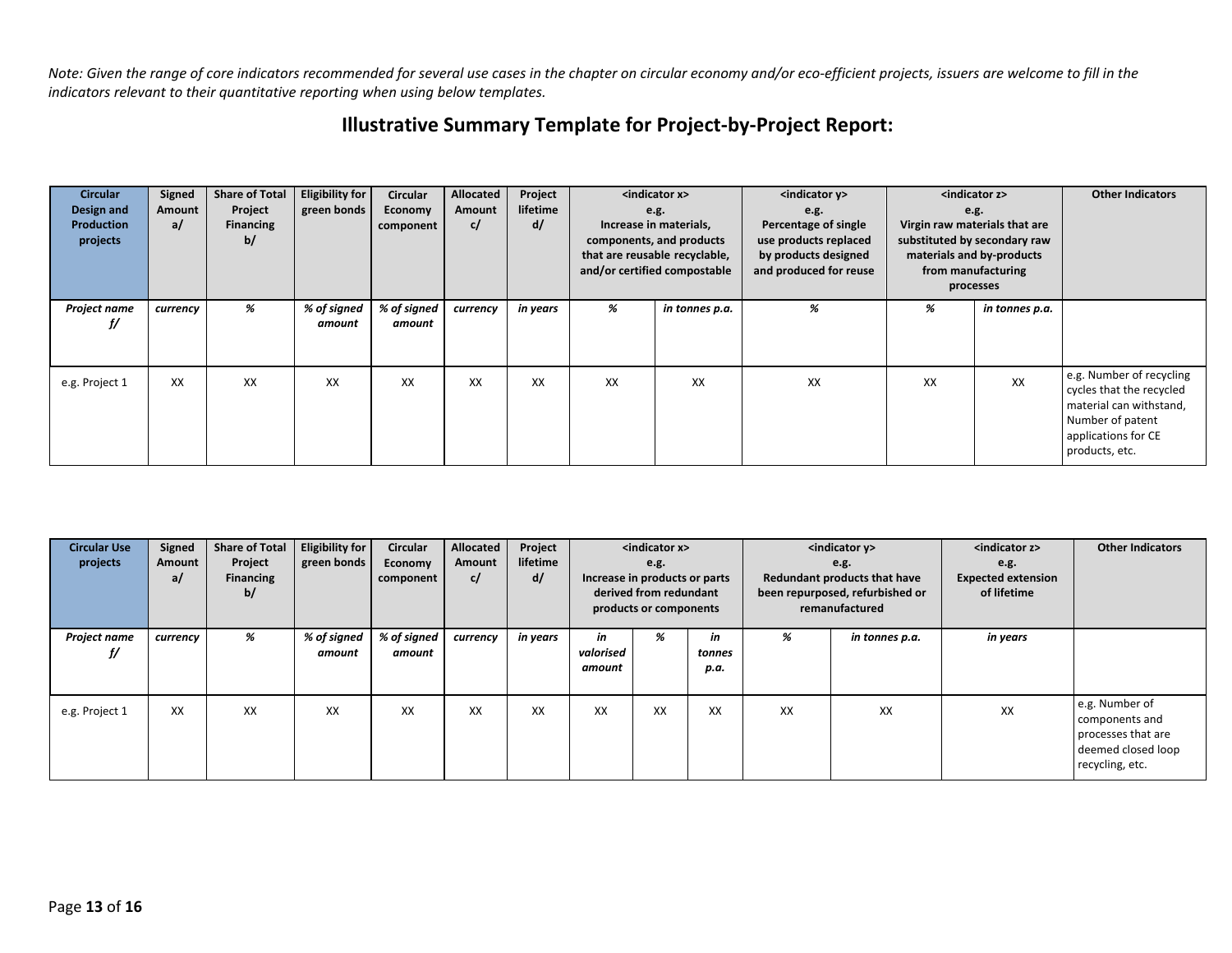*Note: Given the range of core indicators recommended for several use cases in the chapter on circular economy and/or eco-efficient projects, issuers are welcome to fill in the indicators relevant to their quantitative reporting when using below templates.*

## Illustrative Summary Template for Project-by-Project Report:

| **Circular Design and Production projects** | **Signed Amount a/** | **Share of Total Project Financing b/** | **Eligibility for green bonds** | **Circular Economy component** | **Allocated Amount c/** | **Project lifetime d/** | **<indicator x> e.g. Increase in materials, components, and products that are reusable recyclable, and/or certified compostable** | | **<indicator y> e.g. Percentage of single use products replaced by products designed and produced for reuse** | **<indicator z> e.g. Virgin raw materials that are substituted by secondary raw materials and by-products from manufacturing processes** | | **Other Indicators** |
|---|---|---|---|---|---|---|---|---|---|---|---|---|
| ***Project name f/*** | ***currency*** | ***%*** | ***% of signed amount*** | ***% of signed amount*** | ***currency*** | ***in years*** | ***%*** | ***in tonnes p.a.*** | ***%*** | ***%*** | ***in tonnes p.a.*** | |
| e.g. Project 1 | XX | XX | XX | XX | XX | XX | XX | XX | XX | XX | XX | e.g. Number of recycling cycles that the recycled material can withstand, Number of patent applications for CE products, etc. |

| **Circular Use projects** | **Signed Amount a/** | **Share of Total Project Financing b/** | **Eligibility for green bonds** | **Circular Economy component** | **Allocated Amount c/** | **Project lifetime d/** | **<indicator x> e.g. Increase in products or parts derived from redundant products or components** | | | **<indicator y> e.g. Redundant products that have been repurposed, refurbished or remanufactured** | | **<indicator z> e.g. Expected extension of lifetime** | **Other Indicators** |
|---|---|---|---|---|---|---|---|---|---|---|---|---|---|
| ***Project name f/*** | ***currency*** | ***%*** | ***% of signed amount*** | ***% of signed amount*** | ***currency*** | ***in years*** | ***in valorised amount*** | ***%*** | ***in tonnes p.a.*** | ***%*** | ***in tonnes p.a.*** | ***in years*** | |
| e.g. Project 1 | XX | XX | XX | XX | XX | XX | XX | XX | XX | XX | XX | XX | e.g. Number of components and processes that are deemed closed loop recycling, etc. |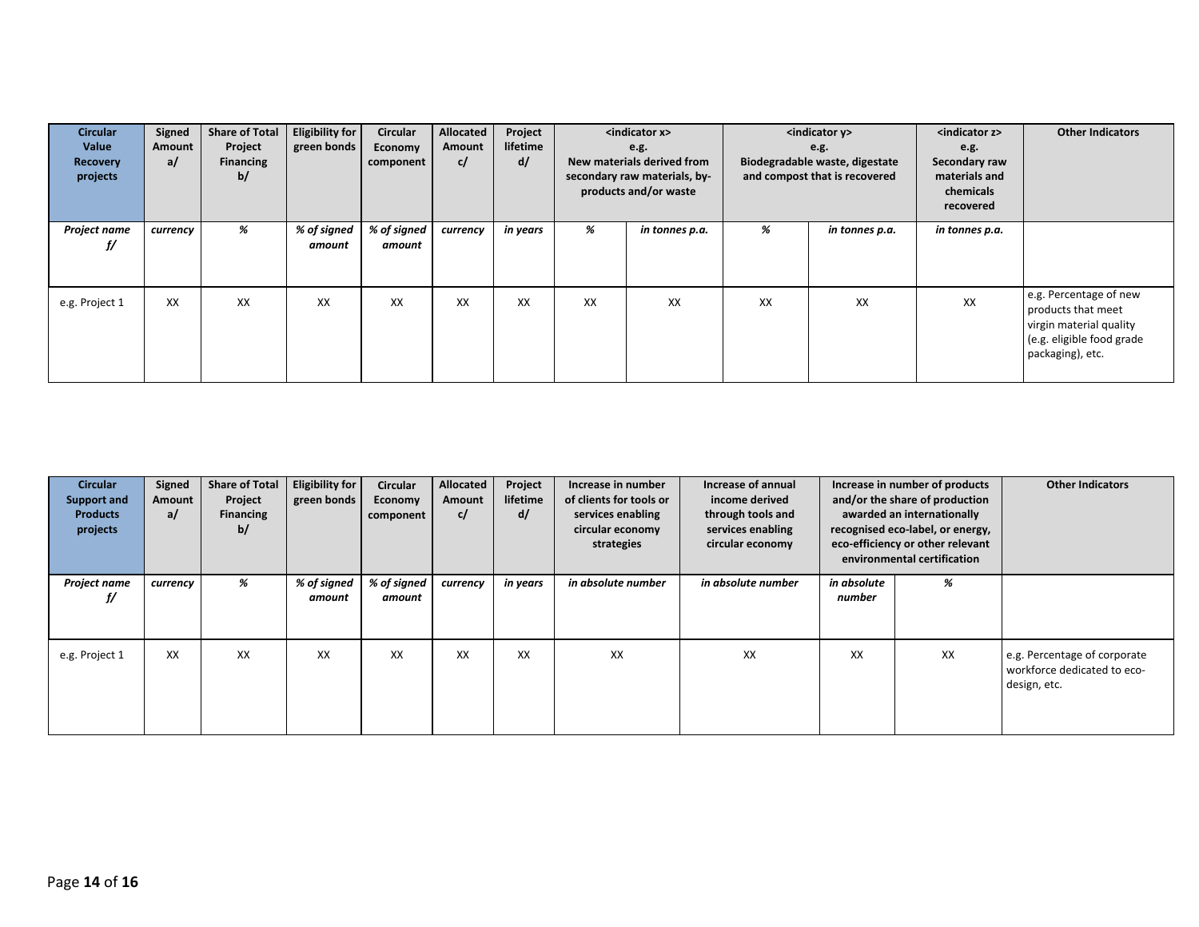| Circular Value Recovery projects | Signed Amount a/ | Share of Total Project Financing b/ | Eligibility for green bonds | Circular Economy component | Allocated Amount c/ | Project lifetime d/ | <indicator x> e.g. New materials derived from secondary raw materials, by-products and/or waste | | <indicator y> e.g. Biodegradable waste, digestate and compost that is recovered | | <indicator z> e.g. Secondary raw materials and chemicals recovered | Other Indicators |
|---|---|---|---|---|---|---|---|---|---|---|---|---|
| ***Project name f/*** | ***currency*** | ***%*** | ***% of signed amount*** | ***% of signed amount*** | ***currency*** | ***in years*** | ***%*** | ***in tonnes p.a.*** | ***%*** | ***in tonnes p.a.*** | ***in tonnes p.a.*** | |
| e.g. Project 1 | XX | XX | XX | XX | XX | XX | XX | XX | XX | XX | XX | e.g. Percentage of new products that meet virgin material quality (e.g. eligible food grade packaging), etc. |

| Circular Support and Products projects | Signed Amount a/ | Share of Total Project Financing b/ | Eligibility for green bonds | Circular Economy component | Allocated Amount c/ | Project lifetime d/ | Increase in number of clients for tools or services enabling circular economy strategies | Increase of annual income derived through tools and services enabling circular economy | Increase in number of products and/or the share of production awarded an internationally recognised eco-label, or energy, eco-efficiency or other relevant environmental certification | | Other Indicators |
|---|---|---|---|---|---|---|---|---|---|---|---|
| ***Project name f/*** | ***currency*** | ***%*** | ***% of signed amount*** | ***% of signed amount*** | ***currency*** | ***in years*** | ***in absolute number*** | ***in absolute number*** | ***in absolute number*** | ***%*** | |
| e.g. Project 1 | XX | XX | XX | XX | XX | XX | XX | XX | XX | XX | e.g. Percentage of corporate workforce dedicated to eco-design, etc. |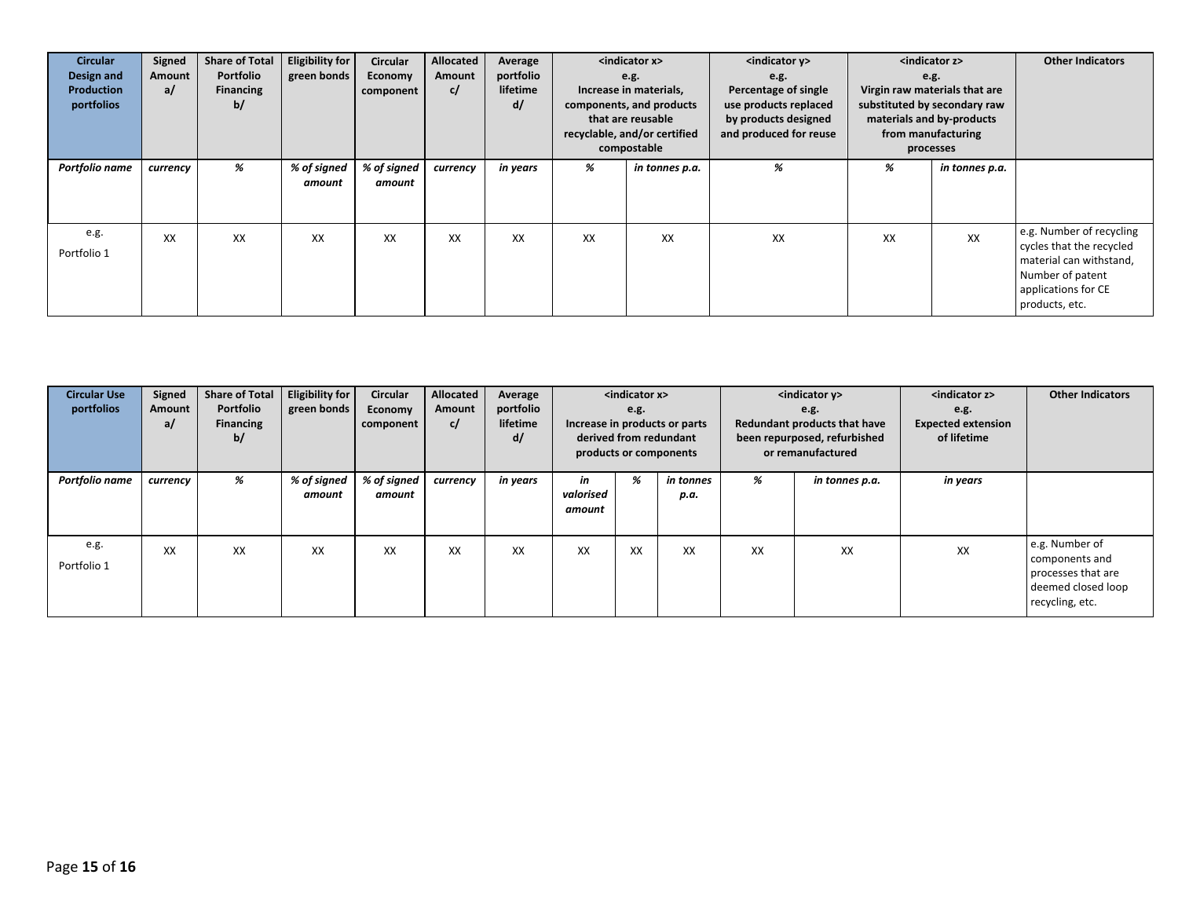| Circular Design and Production portfolios | Signed Amount a/ | Share of Total Portfolio Financing b/ | Eligibility for green bonds | Circular Economy component | Allocated Amount c/ | Average portfolio lifetime d/ | <indicator x> e.g. Increase in materials, components, and products that are reusable recyclable, and/or certified compostable | | <indicator y> e.g. Percentage of single use products replaced by products designed and produced for reuse | <indicator z> e.g. Virgin raw materials that are substituted by secondary raw materials and by-products from manufacturing processes | | Other Indicators |
|---|---|---|---|---|---|---|---|---|---|---|---|---|
| ***Portfolio name*** | ***currency*** | ***%*** | ***% of signed amount*** | ***% of signed amount*** | ***currency*** | ***in years*** | ***%*** | ***in tonnes p.a.*** | ***%*** | ***%*** | ***in tonnes p.a.*** | |
| e.g. Portfolio 1 | XX | XX | XX | XX | XX | XX | XX | XX | XX | XX | XX | e.g. Number of recycling cycles that the recycled material can withstand, Number of patent applications for CE products, etc. |

| Circular Use portfolios | Signed Amount a/ | Share of Total Portfolio Financing b/ | Eligibility for green bonds | Circular Economy component | Allocated Amount c/ | Average portfolio lifetime d/ | <indicator x> e.g. Increase in products or parts derived from redundant products or components | | | <indicator y> e.g. Redundant products that have been repurposed, refurbished or remanufactured | | <indicator z> e.g. Expected extension of lifetime | Other Indicators |
|---|---|---|---|---|---|---|---|---|---|---|---|---|---|
| ***Portfolio name*** | ***currency*** | ***%*** | ***% of signed amount*** | ***% of signed amount*** | ***currency*** | ***in years*** | ***in valorised amount*** | ***%*** | ***in tonnes p.a.*** | ***%*** | ***in tonnes p.a.*** | ***in years*** | |
| e.g. Portfolio 1 | XX | XX | XX | XX | XX | XX | XX | XX | XX | XX | XX | XX | e.g. Number of components and processes that are deemed closed loop recycling, etc. |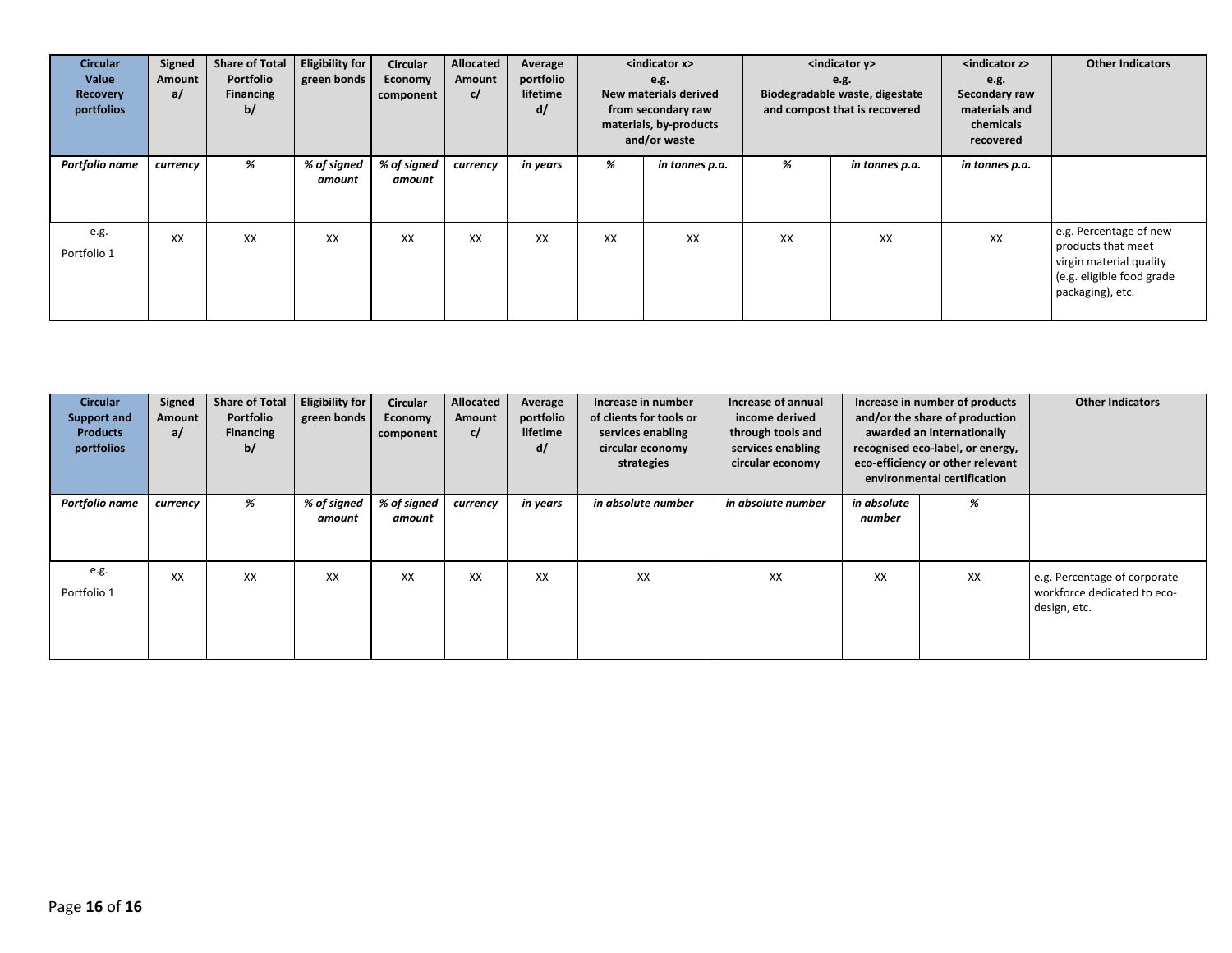| Circular Value Recovery portfolios | Signed Amount a/ | Share of Total Portfolio Financing b/ | Eligibility for green bonds | Circular Economy component | Allocated Amount c/ | Average portfolio lifetime d/ | <indicator x> e.g. New materials derived from secondary raw materials, by-products and/or waste | | <indicator y> e.g. Biodegradable waste, digestate and compost that is recovered | | <indicator z> e.g. Secondary raw materials and chemicals recovered | Other Indicators |
|---|---|---|---|---|---|---|---|---|---|---|---|---|
| ***Portfolio name*** | ***currency*** | ***%*** | ***% of signed amount*** | ***% of signed amount*** | ***currency*** | ***in years*** | ***%*** | ***in tonnes p.a.*** | ***%*** | ***in tonnes p.a.*** | ***in tonnes p.a.*** | |
| e.g. Portfolio 1 | XX | XX | XX | XX | XX | XX | XX | XX | XX | XX | XX | e.g. Percentage of new products that meet virgin material quality (e.g. eligible food grade packaging), etc. |

| Circular Support and Products portfolios | Signed Amount a/ | Share of Total Portfolio Financing b/ | Eligibility for green bonds | Circular Economy component | Allocated Amount c/ | Average portfolio lifetime d/ | Increase in number of clients for tools or services enabling circular economy strategies | Increase of annual income derived through tools and services enabling circular economy | Increase in number of products and/or the share of production awarded an internationally recognised eco-label, or energy, eco-efficiency or other relevant environmental certification | | Other Indicators |
|---|---|---|---|---|---|---|---|---|---|---|---|
| ***Portfolio name*** | ***currency*** | ***%*** | ***% of signed amount*** | ***% of signed amount*** | ***currency*** | ***in years*** | ***in absolute number*** | ***in absolute number*** | ***in absolute number*** | ***%*** | |
| e.g. Portfolio 1 | XX | XX | XX | XX | XX | XX | XX | XX | XX | XX | e.g. Percentage of corporate workforce dedicated to eco-design, etc. |